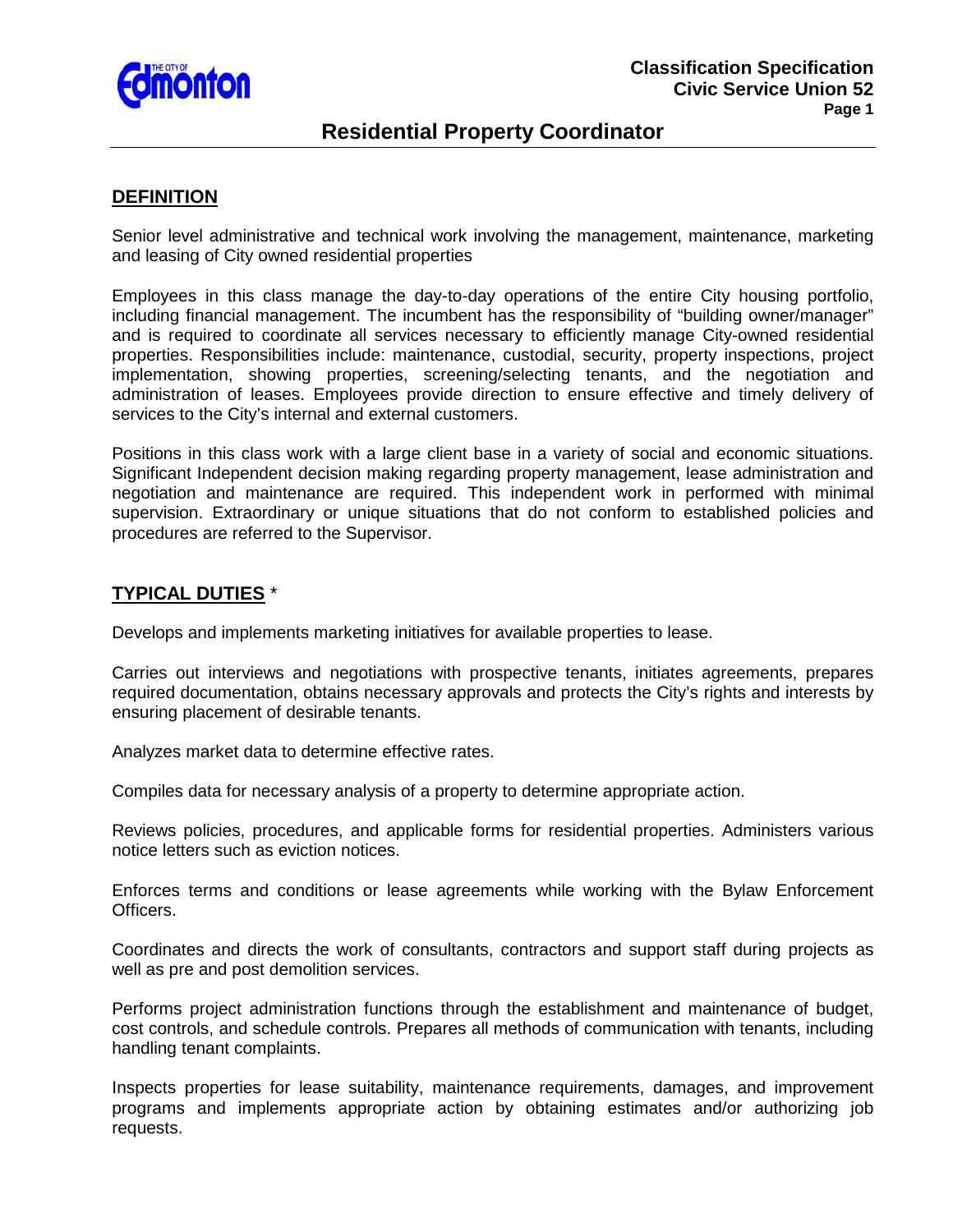# Residential Property Coordinator

## DEFINITION

Senior level administrative and technical work involving the management, maintenance, marketing and leasing of City owned residential properties

Employees in this class manage the day-to-day operations of the entire City housing portfolio, including financial management. The incumbent has the responsibility of "building owner/manager" and is required to coordinate all services necessary to efficiently manage City-owned residential properties. Responsibilities include: maintenance, custodial, security, property inspections, project implementation, showing properties, screening/selecting tenants, and the negotiation and administration of leases. Employees provide direction to ensure effective and timely delivery of services to the City's internal and external customers.

Positions in this class work with a large client base in a variety of social and economic situations. Significant Independent decision making regarding property management, lease administration and negotiation and maintenance are required. This independent work in performed with minimal supervision. Extraordinary or unique situations that do not conform to established policies and procedures are referred to the Supervisor.

## TYPICAL DUTIES *

Develops and implements marketing initiatives for available properties to lease.

Carries out interviews and negotiations with prospective tenants, initiates agreements, prepares required documentation, obtains necessary approvals and protects the City's rights and interests by ensuring placement of desirable tenants.

Analyzes market data to determine effective rates.

Compiles data for necessary analysis of a property to determine appropriate action.

Reviews policies, procedures, and applicable forms for residential properties. Administers various notice letters such as eviction notices.

Enforces terms and conditions or lease agreements while working with the Bylaw Enforcement Officers.

Coordinates and directs the work of consultants, contractors and support staff during projects as well as pre and post demolition services.

Performs project administration functions through the establishment and maintenance of budget, cost controls, and schedule controls. Prepares all methods of communication with tenants, including handling tenant complaints.

Inspects properties for lease suitability, maintenance requirements, damages, and improvement programs and implements appropriate action by obtaining estimates and/or authorizing job requests.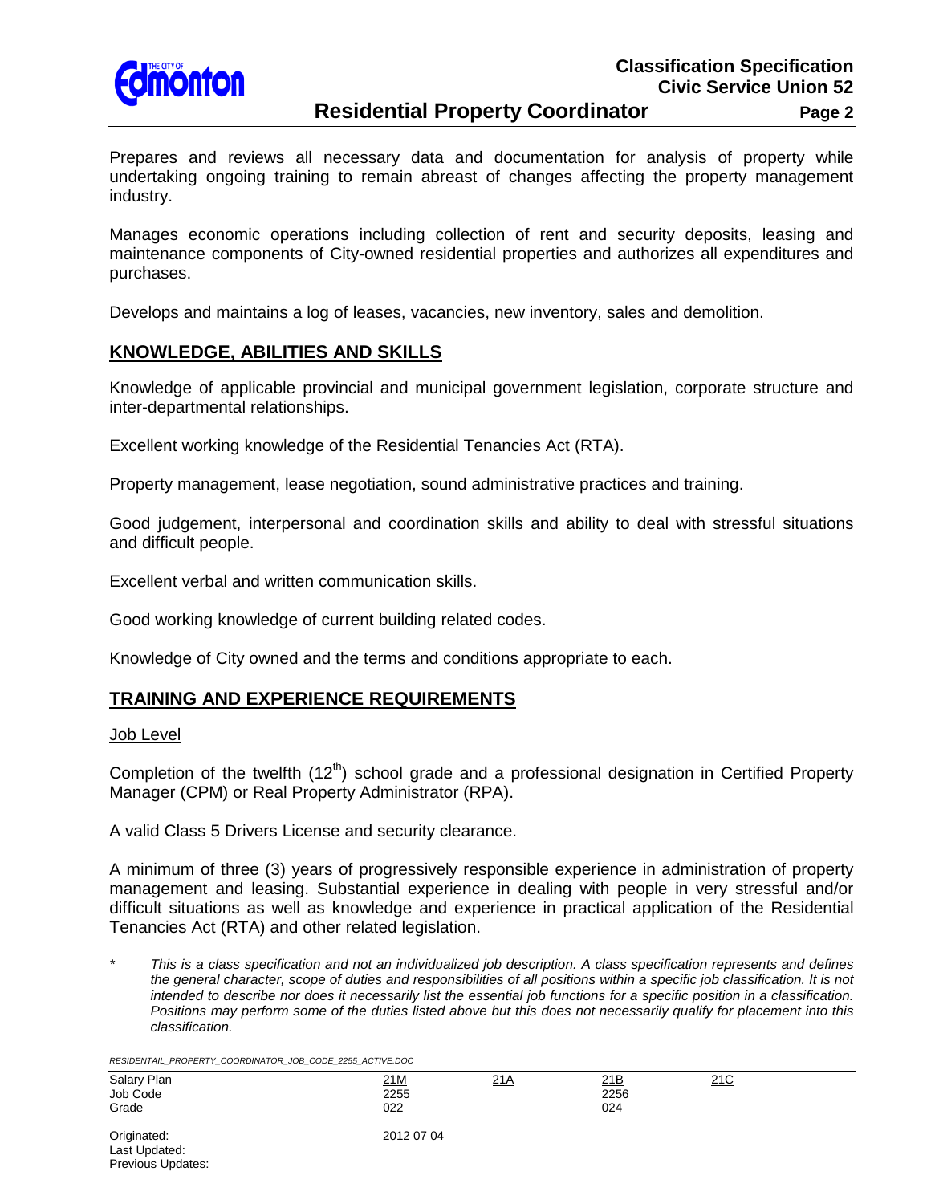Prepares and reviews all necessary data and documentation for analysis of property while undertaking ongoing training to remain abreast of changes affecting the property management industry.

Manages economic operations including collection of rent and security deposits, leasing and maintenance components of City-owned residential properties and authorizes all expenditures and purchases.

Develops and maintains a log of leases, vacancies, new inventory, sales and demolition.

## KNOWLEDGE, ABILITIES AND SKILLS

Knowledge of applicable provincial and municipal government legislation, corporate structure and inter-departmental relationships.

Excellent working knowledge of the Residential Tenancies Act (RTA).

Property management, lease negotiation, sound administrative practices and training.

Good judgement, interpersonal and coordination skills and ability to deal with stressful situations and difficult people.

Excellent verbal and written communication skills.

Good working knowledge of current building related codes.

Knowledge of City owned and the terms and conditions appropriate to each.

## TRAINING AND EXPERIENCE REQUIREMENTS

Job Level

Completion of the twelfth ($12^{th}$) school grade and a professional designation in Certified Property Manager (CPM) or Real Property Administrator (RPA).

A valid Class 5 Drivers License and security clearance.

A minimum of three (3) years of progressively responsible experience in administration of property management and leasing. Substantial experience in dealing with people in very stressful and/or difficult situations as well as knowledge and experience in practical application of the Residential Tenancies Act (RTA) and other related legislation.

\* *This is a class specification and not an individualized job description. A class specification represents and defines the general character, scope of duties and responsibilities of all positions within a specific job classification. It is not intended to describe nor does it necessarily list the essential job functions for a specific position in a classification. Positions may perform some of the duties listed above but this does not necessarily qualify for placement into this classification.*

*RESIDENTAIL_PROPERTY_COORDINATOR_JOB_CODE_2255_ACTIVE.DOC*

| Salary Plan | 21M | 21A | 21B | 21C |
|---|---|---|---|---|
| Job Code | 2255 | | 2256 | |
| Grade | 022 | | 024 | |

| | |
|---|---|
| Originated: | 2012 07 04 |
| Last Updated: | |
| Previous Updates: | |